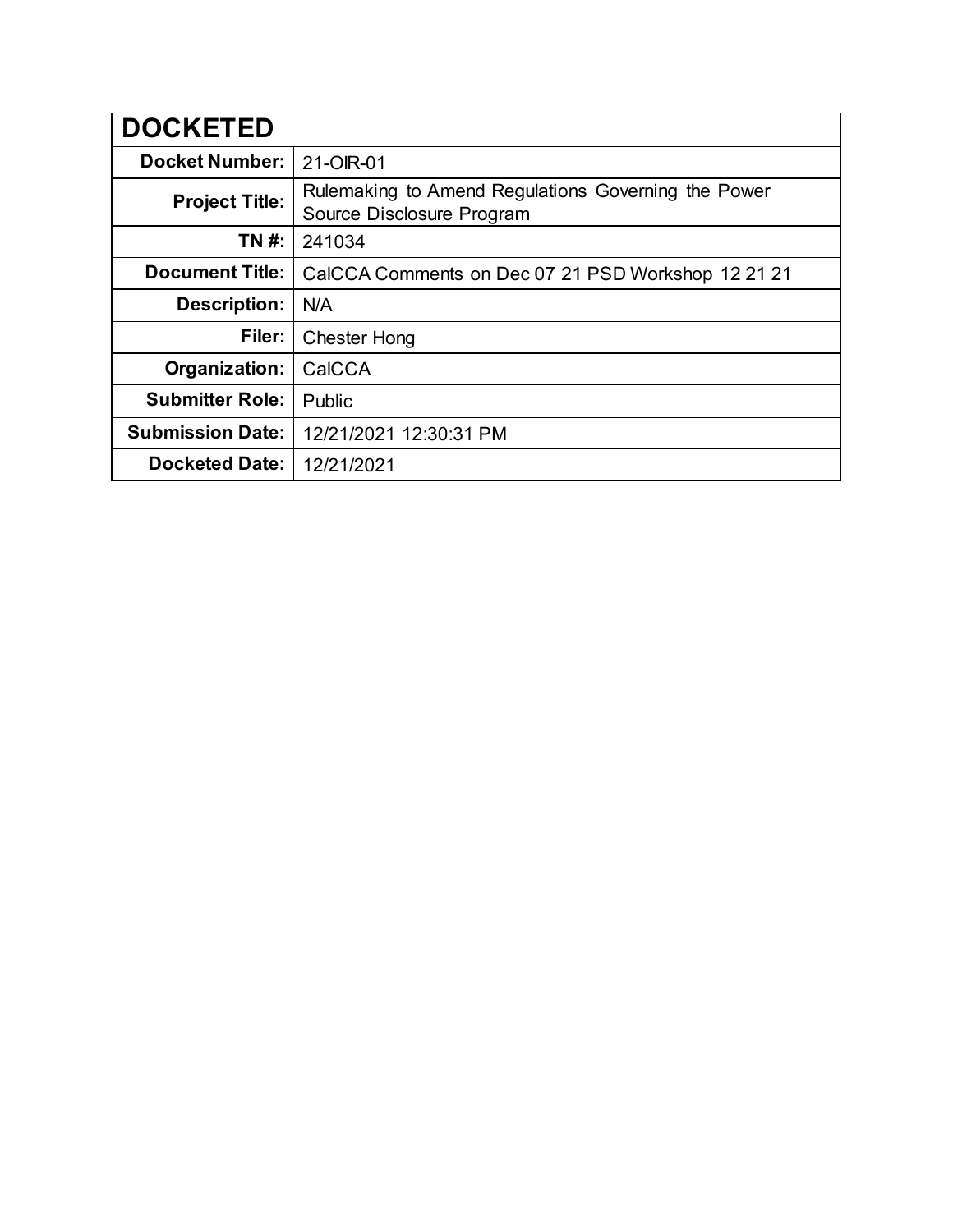| DOCKETED | |
|---|---|
| **Docket Number:** | 21-OIR-01 |
| **Project Title:** | Rulemaking to Amend Regulations Governing the Power Source Disclosure Program |
| **TN #:** | 241034 |
| **Document Title:** | CalCCA Comments on Dec 07 21 PSD Workshop 12 21 21 |
| **Description:** | N/A |
| **Filer:** | Chester Hong |
| **Organization:** | CalCCA |
| **Submitter Role:** | Public |
| **Submission Date:** | 12/21/2021 12:30:31 PM |
| **Docketed Date:** | 12/21/2021 |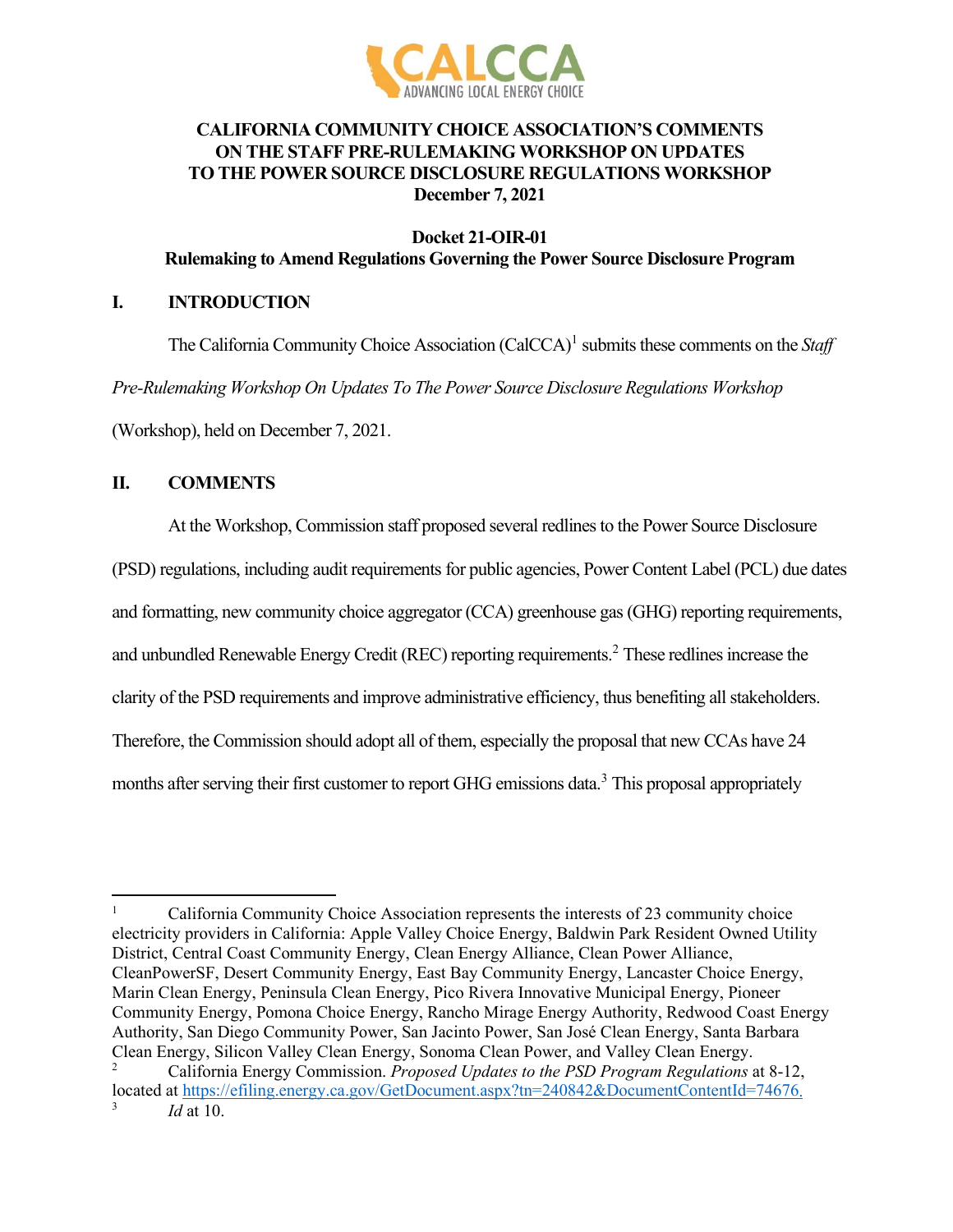CALCCA
ADVANCING LOCAL ENERGY CHOICE

**CALIFORNIA COMMUNITY CHOICE ASSOCIATION'S COMMENTS ON THE STAFF PRE-RULEMAKING WORKSHOP ON UPDATES TO THE POWER SOURCE DISCLOSURE REGULATIONS WORKSHOP**
**December 7, 2021**

**Docket 21-OIR-01**
**Rulemaking to Amend Regulations Governing the Power Source Disclosure Program**

## I. INTRODUCTION

The California Community Choice Association (CalCCA)[1] submits these comments on the *Staff Pre-Rulemaking Workshop On Updates To The Power Source Disclosure Regulations Workshop* (Workshop), held on December 7, 2021.

## II. COMMENTS

At the Workshop, Commission staff proposed several redlines to the Power Source Disclosure (PSD) regulations, including audit requirements for public agencies, Power Content Label (PCL) due dates and formatting, new community choice aggregator (CCA) greenhouse gas (GHG) reporting requirements, and unbundled Renewable Energy Credit (REC) reporting requirements.[2] These redlines increase the clarity of the PSD requirements and improve administrative efficiency, thus benefiting all stakeholders. Therefore, the Commission should adopt all of them, especially the proposal that new CCAs have 24 months after serving their first customer to report GHG emissions data.[3] This proposal appropriately

---

[1] California Community Choice Association represents the interests of 23 community choice electricity providers in California: Apple Valley Choice Energy, Baldwin Park Resident Owned Utility District, Central Coast Community Energy, Clean Energy Alliance, Clean Power Alliance, CleanPowerSF, Desert Community Energy, East Bay Community Energy, Lancaster Choice Energy, Marin Clean Energy, Peninsula Clean Energy, Pico Rivera Innovative Municipal Energy, Pioneer Community Energy, Pomona Choice Energy, Rancho Mirage Energy Authority, Redwood Coast Energy Authority, San Diego Community Power, San Jacinto Power, San José Clean Energy, Santa Barbara Clean Energy, Silicon Valley Clean Energy, Sonoma Clean Power, and Valley Clean Energy.

[2] California Energy Commission. *Proposed Updates to the PSD Program Regulations* at 8-12, located at https://efiling.energy.ca.gov/GetDocument.aspx?tn=240842&DocumentContentId=74676.

[3] *Id* at 10.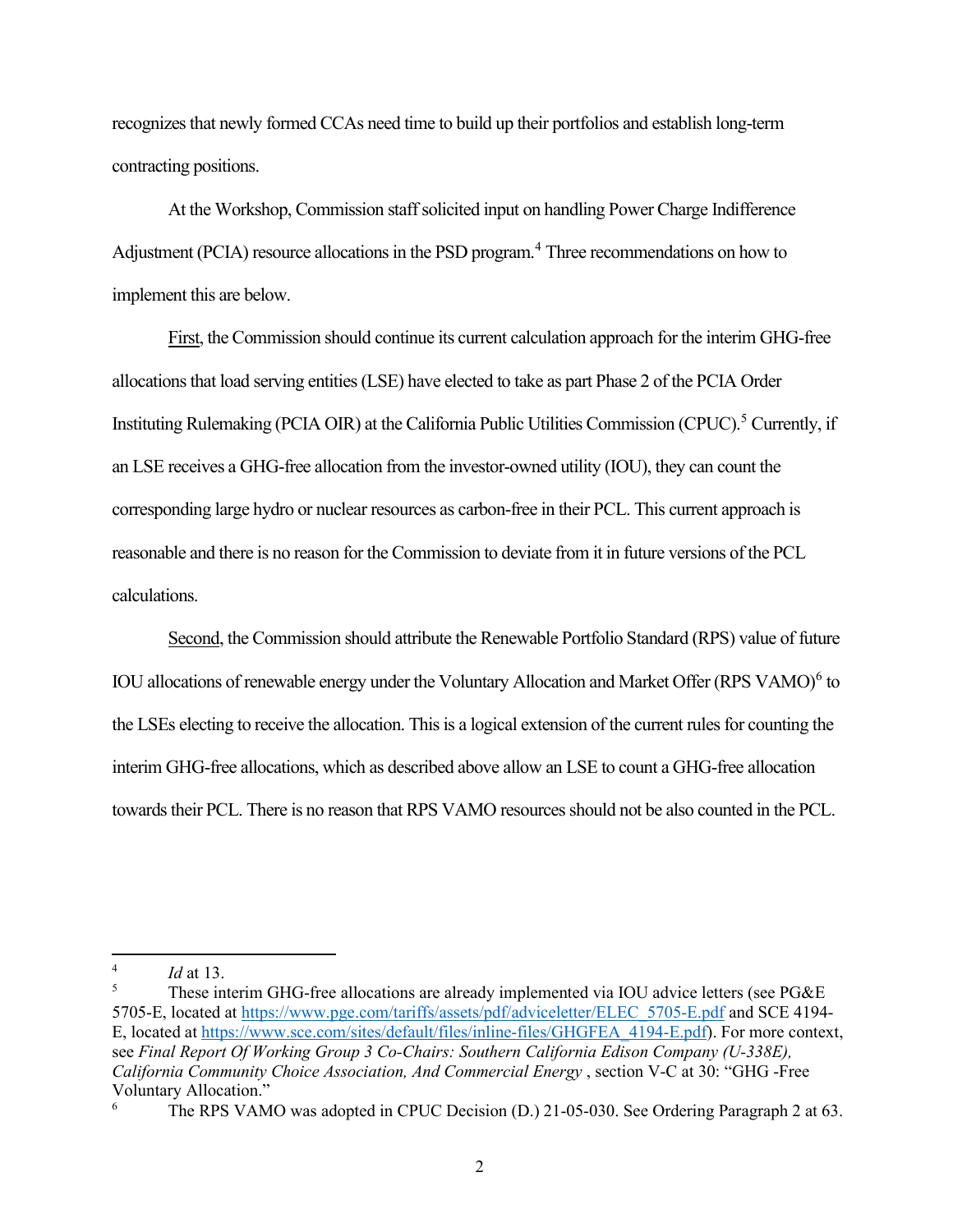recognizes that newly formed CCAs need time to build up their portfolios and establish long-term contracting positions.

At the Workshop, Commission staff solicited input on handling Power Charge Indifference Adjustment (PCIA) resource allocations in the PSD program.[4] Three recommendations on how to implement this are below.

First, the Commission should continue its current calculation approach for the interim GHG-free allocations that load serving entities (LSE) have elected to take as part Phase 2 of the PCIA Order Instituting Rulemaking (PCIA OIR) at the California Public Utilities Commission (CPUC).[5] Currently, if an LSE receives a GHG-free allocation from the investor-owned utility (IOU), they can count the corresponding large hydro or nuclear resources as carbon-free in their PCL. This current approach is reasonable and there is no reason for the Commission to deviate from it in future versions of the PCL calculations.

Second, the Commission should attribute the Renewable Portfolio Standard (RPS) value of future IOU allocations of renewable energy under the Voluntary Allocation and Market Offer (RPS VAMO)[6] to the LSEs electing to receive the allocation. This is a logical extension of the current rules for counting the interim GHG-free allocations, which as described above allow an LSE to count a GHG-free allocation towards their PCL. There is no reason that RPS VAMO resources should not be also counted in the PCL.

---

[4] *Id* at 13.

[5] These interim GHG-free allocations are already implemented via IOU advice letters (see PG&E 5705-E, located at https://www.pge.com/tariffs/assets/pdf/adviceletter/ELEC_5705-E.pdf and SCE 4194-E, located at https://www.sce.com/sites/default/files/inline-files/GHGFEA_4194-E.pdf). For more context, see *Final Report Of Working Group 3 Co-Chairs: Southern California Edison Company (U-338E), California Community Choice Association, And Commercial Energy* , section V-C at 30: "GHG -Free Voluntary Allocation."

[6] The RPS VAMO was adopted in CPUC Decision (D.) 21-05-030. See Ordering Paragraph 2 at 63.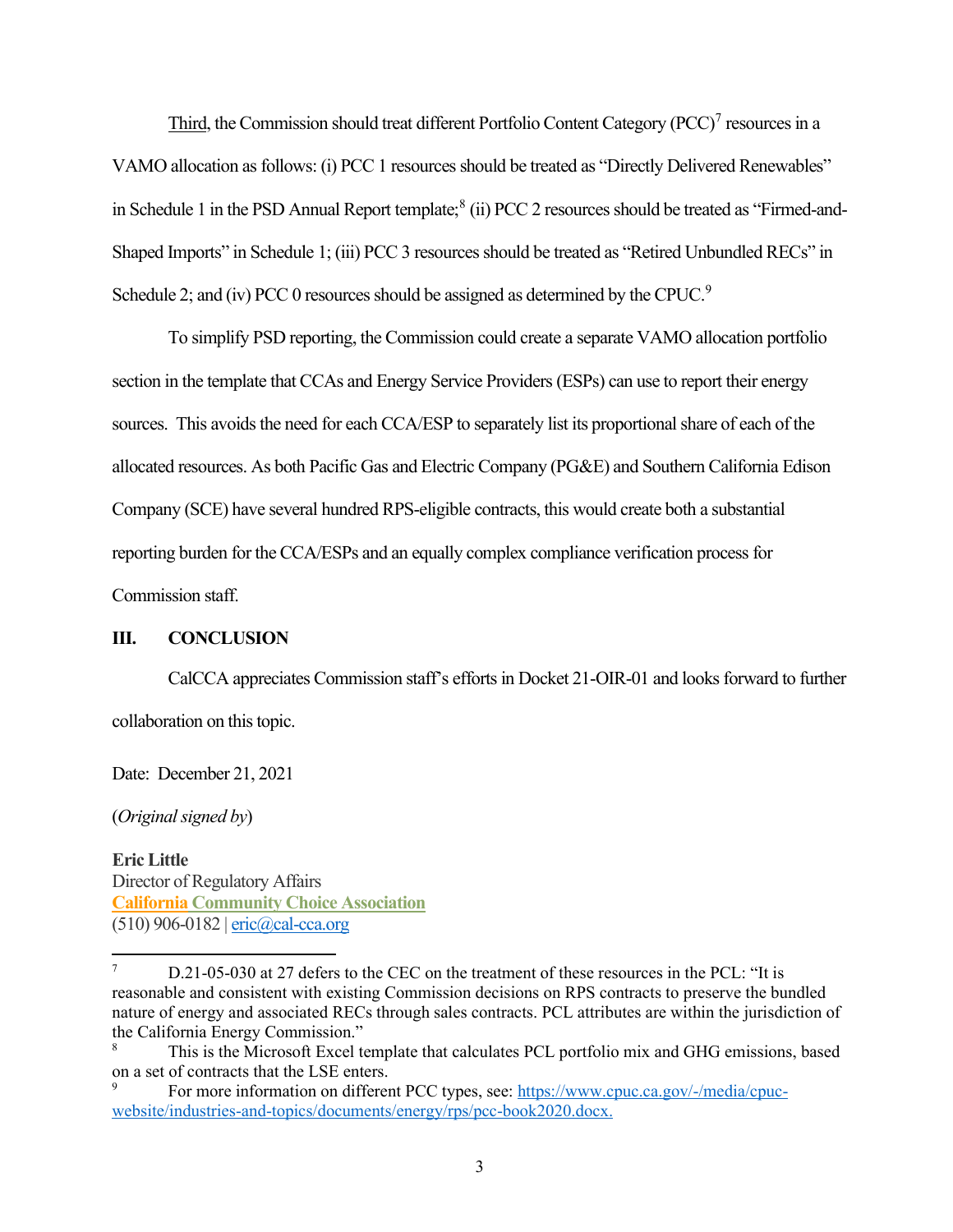Third, the Commission should treat different Portfolio Content Category (PCC)[7] resources in a VAMO allocation as follows: (i) PCC 1 resources should be treated as "Directly Delivered Renewables" in Schedule 1 in the PSD Annual Report template;[8] (ii) PCC 2 resources should be treated as "Firmed-and-Shaped Imports" in Schedule 1; (iii) PCC 3 resources should be treated as "Retired Unbundled RECs" in Schedule 2; and (iv) PCC 0 resources should be assigned as determined by the CPUC.[9]

To simplify PSD reporting, the Commission could create a separate VAMO allocation portfolio section in the template that CCAs and Energy Service Providers (ESPs) can use to report their energy sources. This avoids the need for each CCA/ESP to separately list its proportional share of each of the allocated resources. As both Pacific Gas and Electric Company (PG&E) and Southern California Edison Company (SCE) have several hundred RPS-eligible contracts, this would create both a substantial reporting burden for the CCA/ESPs and an equally complex compliance verification process for Commission staff.

## III. CONCLUSION

CalCCA appreciates Commission staff's efforts in Docket 21-OIR-01 and looks forward to further collaboration on this topic.

Date: December 21, 2021

(*Original signed by*)

**Eric Little**
Director of Regulatory Affairs
**California Community Choice Association**
(510) 906-0182 | eric@cal-cca.org

---

[7] D.21-05-030 at 27 defers to the CEC on the treatment of these resources in the PCL: "It is reasonable and consistent with existing Commission decisions on RPS contracts to preserve the bundled nature of energy and associated RECs through sales contracts. PCL attributes are within the jurisdiction of the California Energy Commission."

[8] This is the Microsoft Excel template that calculates PCL portfolio mix and GHG emissions, based on a set of contracts that the LSE enters.

[9] For more information on different PCC types, see: https://www.cpuc.ca.gov/-/media/cpuc-website/industries-and-topics/documents/energy/rps/pcc-book2020.docx.